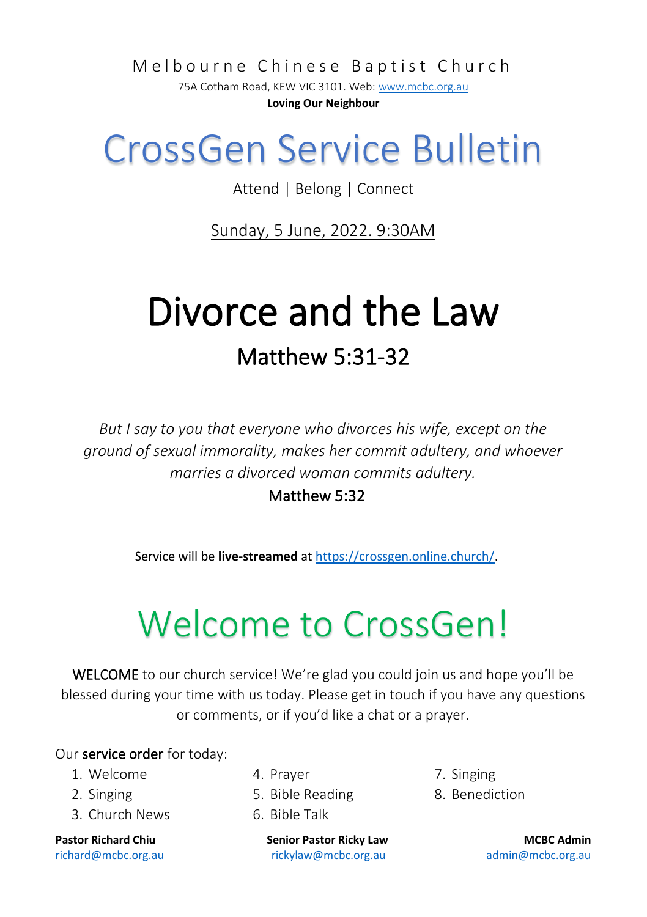Melbourne Chinese Baptist Church

75A Cotham Road, KEW VIC 3101. Web: www.mcbc.org.au

**Loving Our Neighbour**

# CrossGen Service Bulletin

Attend | Belong | Connect

Sunday, 5 June, 2022. 9:30AM

# Divorce and the Law

## Matthew 5:31-32

*But I say to you that everyone who divorces his wife, except on the ground of sexual immorality, makes her commit adultery, and whoever marries a divorced woman commits adultery.*

Matthew 5:32

Service will be **live-streamed** at https://crossgen.online.church/.

# Welcome to CrossGen!

WELCOME to our church service! We're glad you could join us and hope you'll be blessed during your time with us today. Please get in touch if you have any questions or comments, or if you'd like a chat or a prayer.

Our service order for today:

1. Welcome
2. Singing
3. Church News
4. Prayer
5. Bible Reading
6. Bible Talk
7. Singing
8. Benediction

**Pastor Richard Chiu**
richard@mcbc.org.au

**Senior Pastor Ricky Law**
rickylaw@mcbc.org.au

**MCBC Admin**
admin@mcbc.org.au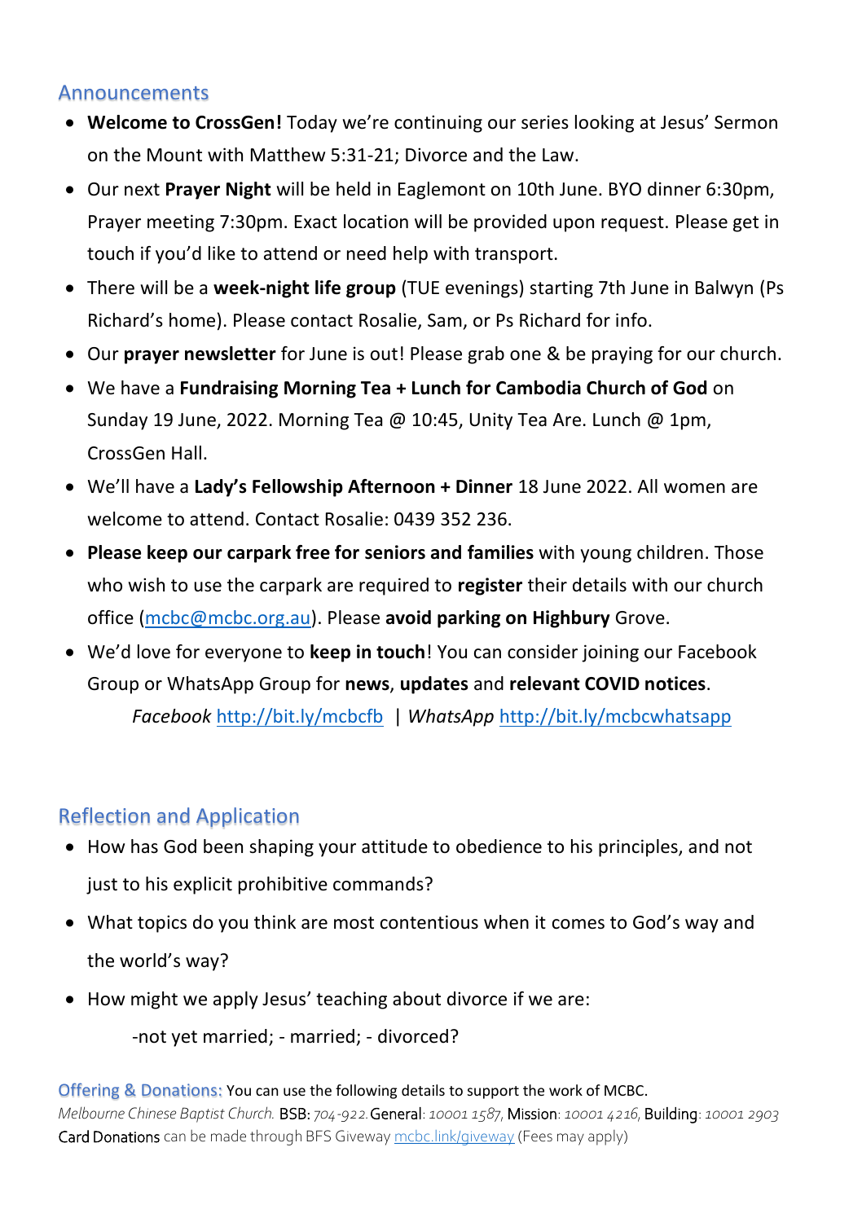## Announcements

- **Welcome to CrossGen!** Today we're continuing our series looking at Jesus' Sermon on the Mount with Matthew 5:31-21; Divorce and the Law.
- Our next **Prayer Night** will be held in Eaglemont on 10th June. BYO dinner 6:30pm, Prayer meeting 7:30pm. Exact location will be provided upon request. Please get in touch if you'd like to attend or need help with transport.
- There will be a **week-night life group** (TUE evenings) starting 7th June in Balwyn (Ps Richard's home). Please contact Rosalie, Sam, or Ps Richard for info.
- Our **prayer newsletter** for June is out! Please grab one & be praying for our church.
- We have a **Fundraising Morning Tea + Lunch for Cambodia Church of God** on Sunday 19 June, 2022. Morning Tea @ 10:45, Unity Tea Are. Lunch @ 1pm, CrossGen Hall.
- We'll have a **Lady's Fellowship Afternoon + Dinner** 18 June 2022. All women are welcome to attend. Contact Rosalie: 0439 352 236.
- **Please keep our carpark free for seniors and families** with young children. Those who wish to use the carpark are required to **register** their details with our church office (mcbc@mcbc.org.au). Please **avoid parking on Highbury** Grove.
- We'd love for everyone to **keep in touch**! You can consider joining our Facebook Group or WhatsApp Group for **news**, **updates** and **relevant COVID notices**.

  *Facebook* http://bit.ly/mcbcfb | *WhatsApp* http://bit.ly/mcbcwhatsapp

## Reflection and Application

- How has God been shaping your attitude to obedience to his principles, and not just to his explicit prohibitive commands?
- What topics do you think are most contentious when it comes to God's way and the world's way?
- How might we apply Jesus' teaching about divorce if we are:

  -not yet married; - married; - divorced?

**Offering & Donations:** You can use the following details to support the work of MCBC.
*Melbourne Chinese Baptist Church.* BSB: *704-922.* General: *10001 1587*, Mission: *10001 4216*, Building: *10001 2903*
Card Donations can be made through BFS Giveway mcbc.link/giveway (Fees may apply)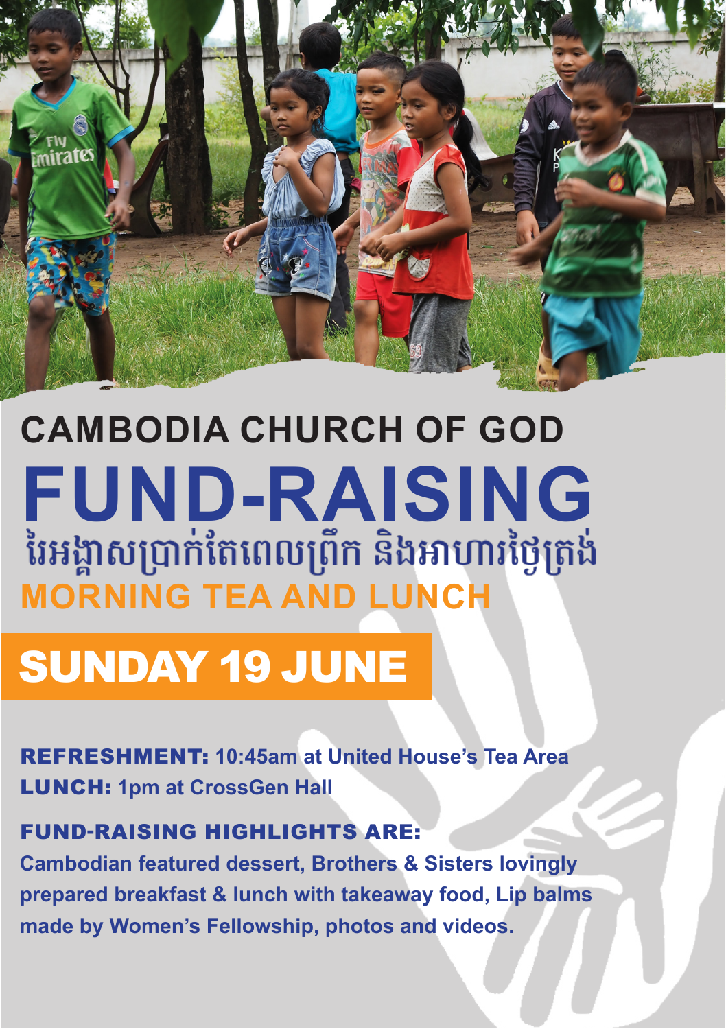## CAMBODIA CHURCH OF GOD

# FUND-RAISING

វែអង្គាសប្រាក់តែពេលព្រឹក និងអាហារថ្ងៃត្រង់

## MORNING TEA AND LUNCH

## SUNDAY 19 JUNE

**REFRESHMENT:** 10:45am at United House's Tea Area

**LUNCH:** 1pm at CrossGen Hall

**FUND-RAISING HIGHLIGHTS ARE:**

Cambodian featured dessert, Brothers & Sisters lovingly prepared breakfast & lunch with takeaway food, Lip balms made by Women's Fellowship, photos and videos.